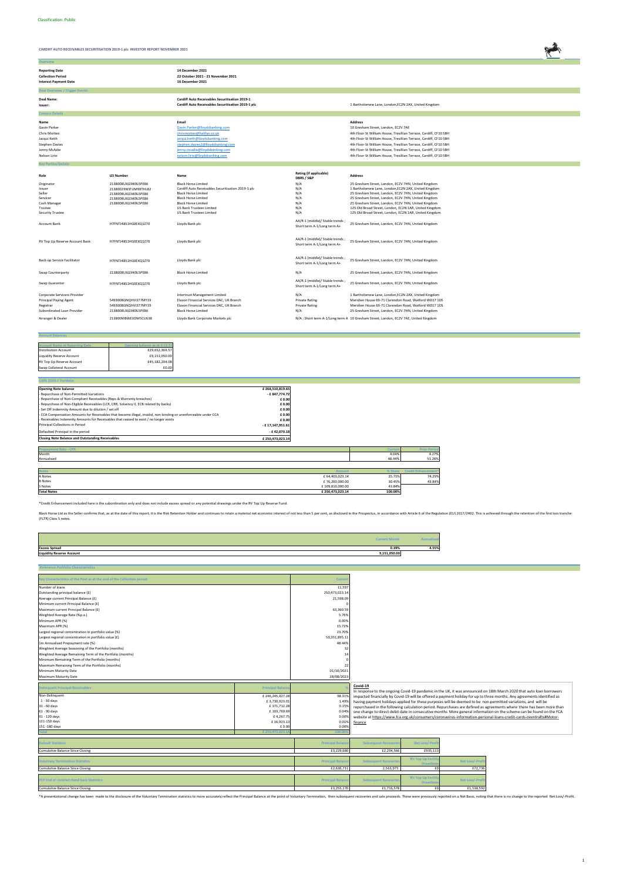Classification: Public

**CARDIFF AUTO RECEIVABLES SECURITISATION 2019-1 plc INVESTOR REPORT NOVEMBER 2021**

## Overview

| | |
|---|---|
| **Reporting Date** | **14 December 2021** |
| **Collection Period** | **22 October 2021 - 21 November 2021** |
| **Interest Payment Date** | **16 December 2021** |

## Deal Overview / Trigger Events

| | | |
|---|---|---|
| **Deal Name:** | **Cardiff Auto Receivables Securitisation 2019-1** | |
| **Issuer:** | **Cardiff Auto Receivables Securitisation 2019-1 plc** | 1 Bartholomew Lane, London,EC2N 2AX, United Kingdom |

## Contact Details

| Name | Email | Address |
|---|---|---|
| Gavin Parker | Gavin.Parker@lloydsbanking.com | 10 Gresham Street, London, EC2V 7AE |
| Chris Morteo | chrismorteo@halifax.co.uk | 4th Floor St William House, Tresillian Terrace, Cardiff, CF10 5BH |
| Jacqui Keith | jacqui.keith@lloydsbanking.com | 4th Floor St William House, Tresillian Terrace, Cardiff, CF10 5BH |
| Stephen Davies | stephen.davies2@lloydsbanking.com | 4th Floor St William House, Tresillian Terrace, Cardiff, CF10 5BH |
| Jenny McAdie | jenny.mcadie@lloydsbanking.com | 4th Floor St William House, Tresillian Terrace, Cardiff, CF10 5BH |
| Nelson Lirio | nelson.lirio@lloydsbanking.com | 4th Floor St William House, Tresillian Terrace, Cardiff, CF10 5BH |

## Key Parties/Details

| Role | LEI Number | Name | Rating (if applicable) DBRS / S&P | Address |
|---|---|---|---|---|
| Originator | 2138008UXJZAK9L5PE86 | Black Horse Limited | N/A | 25 Gresham Street, London, EC2V 7HN, United Kingdom |
| Issuer | 213800Z9WJFUM99THL82 | Cardiff Auto Receivables Securitisation 2019-1 plc | N/A | 1 Bartholomew Lane, London,EC2N 2AX, United Kingdom |
| Seller | 2138008UXJZAK9L5PE86 | Black Horse Limited | N/A | 25 Gresham Street, London, EC2V 7HN, United Kingdom |
| Servicer | 2138008UXJZAK9L5PE86 | Black Horse Limited | N/A | 25 Gresham Street, London, EC2V 7HN, United Kingdom |
| Cash Manager | 2138008UXJZAK9L5PE86 | Black Horse Limited | N/A | 25 Gresham Street, London, EC2V 7HN, United Kingdom |
| Trustee | | US Bank Trustees Limited | N/A | 125 Old Broad Street, London, EC2N 1AR, United Kingdom |
| Security Trustee | | US Bank Trustees Limited | N/A | 125 Old Broad Street, London, EC2N 1AR, United Kingdom |
| Account Bank | H7FNTJ4851HG0EXQ1Z70 | Lloyds Bank plc | AA/R-1 (middle)/ Stable trends ; Short term A-1/Long term A+ | 25 Gresham Street, London, EC2V 7HN, United Kingdom |
| RV Top Up Reserve Account Bank | H7FNTJ4851HG0EXQ1Z70 | Lloyds Bank plc | AA/R-1 (middle)/ Stable trends ; Short term A-1/Long term A+ | 25 Gresham Street, London, EC2V 7HN, United Kingdom |
| Back-up Service Facilitator | H7FNTJ4851HG0EXQ1Z70 | Lloyds Bank plc | AA/R-1 (middle)/ Stable trends ; Short term A-1/Long term A+ | 25 Gresham Street, London, EC2V 7HN, United Kingdom |
| Swap Counterparty | 2138008UXJZAK9L5PE86 | Black Horse Limited | N/A | 25 Gresham Street, London, EC2V 7HN, United Kingdom |
| Swap Guarantor | H7FNTJ4851HG0EXQ1Z70 | Lloyds Bank plc | AA/R-1 (middle)/ Stable trends ; Short term A-1/Long term A+ | 25 Gresham Street, London, EC2V 7HN, United Kingdom |
| Corporate Servicers Provider | | Intertrust Management Limited | N/A | 1 Bartholomew Lane, London,EC2N 2AX, United Kingdom |
| Principal Paying Agent | 549300BGNQHVI377MY19 | Elavon Financial Services DAC, UK Branch | Private Rating | Meridien House 69-71 Clarendon Road, Watford WD17 1DS |
| Registrar | 549300BGNQHVI377MY19 | Elavon Financial Services DAC, UK Branch | Private Rating | Meridien House 69-71 Clarendon Road, Watford WD17 1DS |
| Subordinated Loan Provider | 2138008UXJZAK9L5PE86 | Black Horse Limited | N/A | 25 Gresham Street, London, EC2V 7HN, United Kingdom |
| Arranger & Dealer | 213800MBWEIJDM5CU638 | Lloyds Bank Corporate Markets plc | N/A ; Short term A-1/Long term A | 10 Gresham Street, London, EC2V 7AE, United Kingdom |

## Account Balances

| Account Name at Reporting Date | Opening balance as at 9.12.21 |
|---|---|
| Distribution Account | £29,652,369.57 |
| Liquidity Reserve Account | £9,151,050.00 |
| RV Top Up Reserve Account | £45,182,204.08 |
| Swap Collateral Account | £0.00 |

## CARS 2019-1 Portfolio

| | |
|---|---|
| **Opening Note balance** | **£ 268,510,819.65** |
| - Repurchase of Non-Permitted Variations | - £ 847,774.72 |
| - Repurchase of Non-Compliant Receivables (Reps & Warranty breaches) | £ 0.00 |
| - Repurchase of Non-Eligible Receivables (LCR, CRR, Solvency II, ECB related by backs) | £ 0.00 |
| - Set Off Indemnity Amount due to dilution / set off | £ 0.00 |
| - CCA Compensation Amounts for Receivables that become illegal, invalid, non-binding or unenforceable under CCA | £ 0.00 |
| - Receivables Indemnity Amounts for Receivables that ceased to exist / no longer exists | £ 0.00 |
| Principal Collections in Period | - £ 17,147,951.61 |
| Defaulted Principal in the period | - £ 42,070.18 |
| **Closing Note Balance and Outstanding Receivables** | **£ 250,473,023.14** |

| Prepayment Rate - CPR | Current | Prior Period |
|---|---|---|
| Month | 4.04% | 4.27% |
| Annualised | 48.44% | 51.26% |

| Notes | Amount | % Share | Credit Enhancement* |
|---|---|---|---|
| A Notes | £ 64,403,023.14 | 25.71% | 74.29% |
| B Notes | £ 76,260,000.00 | 30.45% | 43.84% |
| S Notes | £ 109,810,000.00 | 43.84% | |
| **Total Notes** | **£ 250,473,023.14** | **100.00%** | |

*Credit Enhancement included here is the subordination only and does not include excess spread or any potential drawings under the RV Top Up Reserve Fund.

Black Horse Ltd as the Seller confirms that, as at the date of this report, it is the Risk Retention Holder and continues to retain a material net economic interest of not less than 5 per cent, as disclosed in the Prospectus, in accordance with Article 6 of the Regulation (EU) 2017/2402. This is achieved through the retention of the first loss tranche (FLTR) Class S notes.

| | Current Month | Annualised |
|---|---|---|
| **Excess Spread** | 0.39% | 4.55% |
| **Liquidity Reserve Account** | 9,151,050.00 | |

## Reference Portfolio Characteristics

| Key Characteristics of the Pool as at the end of the Collection period | Current |
|---|---|
| Number of loans | 11,597 |
| Outstanding principal balance (£) | 250,473,023.14 |
| Average current Principal Balance (£) | 21,598.09 |
| Minimum current Principal Balance (£) | 0 |
| Maximum current Principal Balance (£) | 63,360.59 |
| Weighted Average Rate (%p.a.) | 5.76% |
| Minimum APR (%) | 0.00% |
| Maximum APR (%) | 15.72% |
| Largest regional concentration in portfolio value (%) | 23.70% |
| Largest regional concentration in portfolio value (£) | 59,351,895.11 |
| 1m Annualised Prepayment rate (%) | 48.44% |
| Weighted Average Seasoning of the Portfolio (months) | 32 |
| Weighted Average Remaining Term of the Portfolio (months) | 14 |
| Minimum Remaining Term of the Portfolio (months) | 0 |
| Maximum Remaining Term of the Portfolio (months) | 22 |
| Minimum Maturity Date | 01/10/2021 |
| Maximum Maturity Date | 28/08/2023 |

| Delinquent Principal Receivables | Principal Balance | % |
|---|---|---|
| Non-Delinquent | £ 246,245,427.28 | 98.31% |
| 1 - 30 days | £ 3,730,923.01 | 1.49% |
| 31 - 60 days | £ 371,712.28 | 0.15% |
| 61 - 90 days | £ 103,769.69 | 0.04% |
| 91 - 120 days | £ 4,267.75 | 0.00% |
| 121-150 days | £ 16,923.13 | 0.01% |
| 151 -180 days | £ 0.00 | 0.00% |
| **Total** | **£ 250,473,023.14** | **100.00%** |

**Covid-19**

In response to the ongoing Covid-19 pandemic in the UK, it was announced on 18th March 2020 that auto loan borrowers impacted financially by Covid-19 will be offered a payment holiday for up to three months. Any agreements identified as having payment holidays applied for these purposes will be deemed to be non-permitted variations, and will be repurchased in the following calculation period. Repurchases are defined as agreements where there has been more than one change to direct debit date in consecutive months More general information on the scheme can be found on the FCA website at https://www.fca.org.uk/consumers/coronavirus-information-personal-loans-credit-cards-overdrafts#Motor-finance

| Default Statistics | Principal Balance | Subsequent Recoveries | Net Loss/-Profit |
|---|---|---|---|
| Cumulative Balance Since Closing | £3,229,680 | £2,294,566 | £935,113 |

| Voluntary Termination Statistics | Principal Balance | Subsequent Recoveries | RV Top Up Facility Drawdown | Net Loss/-Profit |
|---|---|---|---|---|
| Cumulative Balance Since Closing | £2,636,711 | 2,563,975 | £0 | £72,736 |

| PCP End of contract Hand back Statistics | Principal Balance | Subsequent Recoveries | RV Top Up Facility Drawdown | Net Loss/-Profit |
|---|---|---|---|---|
| Cumulative Balance Since Closing | £3,255,170 | £1,716,578 | £0 | £1,538,592 |

*A presentational change has been made to the disclosure of the Voluntary Termination statistics to more accurately reflect the Principal Balance at the point of Voluntary Termination, then subsequent recoveries and sale proceeds. These were previously reported on a Net Basis, noting that there is no change to the reported Net Loss/-Profit.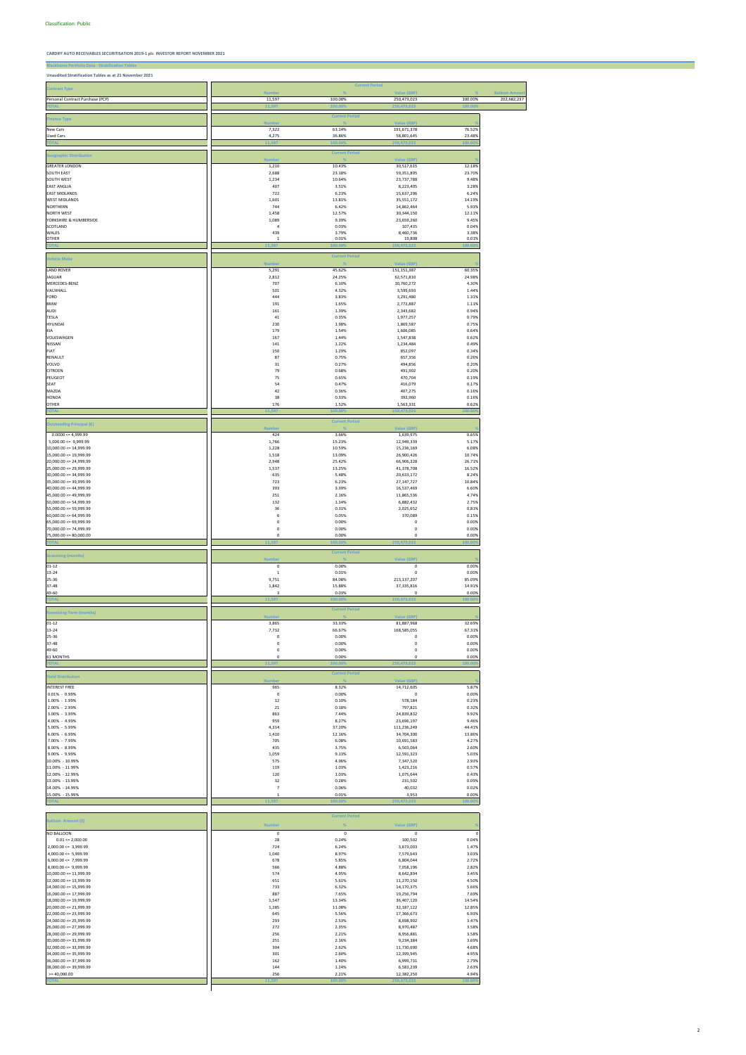Classification: Public

CARDIFF AUTO RECEIVABLES SECURITISATION 2019-1 plc INVESTOR REPORT NOVEMBER 2021

## Blackhorse Portfolio Data - Stratification Tables

Unaudited Stratification Tables as at 21 November 2021

| Contract Type | Current Period | | | | |
|---|---|---|---|---|---|
| | Number | % | Value (GBP) | % | Balloon Amount |
| Personal Contract Purchase (PCP) | 11,597 | 100.00% | 250,473,023 | 100.00% | 202,882,237 |
| TOTAL | 11,597 | 100.00% | 250,473,023 | 100.00% | |

| Finance Type | Current Period | | | |
|---|---|---|---|---|
| | Number | % | Value (GBP) | % |
| New Cars | 7,322 | 63.14% | 191,671,378 | 76.52% |
| Used Cars | 4,275 | 36.86% | 58,801,645 | 23.48% |
| TOTAL | 11,597 | 100.00% | 250,473,023 | 100.00% |

| Geographic Distribution | Current Period | | | |
|---|---|---|---|---|
| | Number | % | Value (GBP) | % |
| GREATER LONDON | 1,210 | 10.43% | 30,517,615 | 12.18% |
| SOUTH EAST | 2,688 | 23.18% | 59,351,895 | 23.70% |
| SOUTH WEST | 1,234 | 10.64% | 23,737,788 | 9.48% |
| EAST ANGLIA | 407 | 3.51% | 8,223,405 | 3.28% |
| EAST MIDLANDS | 722 | 6.23% | 15,637,296 | 6.24% |
| WEST MIDLANDS | 1,601 | 13.81% | 35,551,172 | 14.19% |
| NORTHERN | 744 | 6.42% | 14,862,464 | 5.93% |
| NORTH WEST | 1,458 | 12.57% | 30,344,150 | 12.11% |
| YORKSHIRE & HUMBERSIDE | 1,089 | 9.39% | 23,659,260 | 9.45% |
| SCOTLAND | 4 | 0.03% | 107,435 | 0.04% |
| WALES | 439 | 3.79% | 8,460,736 | 3.38% |
| OTHER | 1 | 0.01% | 19,808 | 0.01% |
| TOTAL | 11,597 | 100.00% | 250,473,023 | 100.00% |

| Vehicle Make | Current Period | | | |
|---|---|---|---|---|
| | Number | % | Value (GBP) | % |
| LAND ROVER | 5,291 | 45.62% | 151,151,387 | 60.35% |
| JAGUAR | 2,812 | 24.25% | 62,571,810 | 24.98% |
| MERCEDES-BENZ | 707 | 6.10% | 10,760,272 | 4.30% |
| VAUXHALL | 501 | 4.32% | 3,599,693 | 1.44% |
| FORD | 444 | 3.83% | 3,291,480 | 1.31% |
| BMW | 191 | 1.65% | 2,772,887 | 1.11% |
| AUDI | 161 | 1.39% | 2,343,682 | 0.94% |
| TESLA | 41 | 0.35% | 1,977,257 | 0.79% |
| HYUNDAI | 230 | 1.98% | 1,869,587 | 0.75% |
| KIA | 179 | 1.54% | 1,606,085 | 0.64% |
| VOLKSWAGEN | 167 | 1.44% | 1,547,838 | 0.62% |
| NISSAN | 141 | 1.22% | 1,234,484 | 0.49% |
| FIAT | 150 | 1.29% | 852,097 | 0.34% |
| RENAULT | 87 | 0.75% | 657,356 | 0.26% |
| VOLVO | 31 | 0.27% | 494,856 | 0.20% |
| CITROEN | 79 | 0.68% | 491,902 | 0.20% |
| PEUGEOT | 75 | 0.65% | 470,704 | 0.19% |
| SEAT | 54 | 0.47% | 416,079 | 0.17% |
| MAZDA | 42 | 0.36% | 407,275 | 0.16% |
| HONDA | 38 | 0.33% | 392,960 | 0.16% |
| OTHER | 176 | 1.52% | 1,563,331 | 0.62% |
| TOTAL | 11,597 | 100.00% | 250,473,023 | 100.00% |

| Outstanding Principal (£) | Current Period | | | |
|---|---|---|---|---|
| | Number | % | Value (GBP) | % |
| 0.0000 <= 4,999.99 | 424 | 3.66% | 1,639,975 | 0.65% |
| 5,000.00 <= 9,999.99 | 1,766 | 15.23% | 12,949,339 | 5.17% |
| 10,000.00 <= 14,999.99 | 1,228 | 10.59% | 15,236,169 | 6.08% |
| 15,000.00 <= 19,999.99 | 1,518 | 13.09% | 26,900,426 | 10.74% |
| 20,000.00 <= 24,999.99 | 2,948 | 25.42% | 66,906,328 | 26.71% |
| 25,000.00 <= 29,999.99 | 1,537 | 13.25% | 41,378,708 | 16.52% |
| 30,000.00 <= 34,999.99 | 635 | 5.48% | 20,633,172 | 8.24% |
| 35,000.00 <= 39,999.99 | 723 | 6.23% | 27,147,727 | 10.84% |
| 40,000.00 <= 44,999.99 | 393 | 3.39% | 16,537,469 | 6.60% |
| 45,000.00 <= 49,999.99 | 251 | 2.16% | 11,865,536 | 4.74% |
| 50,000.00 <= 54,999.99 | 132 | 1.14% | 6,882,432 | 2.75% |
| 55,000.00 <= 59,999.99 | 36 | 0.31% | 2,025,652 | 0.81% |
| 60,000.00 <= 64,999.99 | 6 | 0.05% | 370,089 | 0.15% |
| 65,000.00 <= 69,999.99 | 0 | 0.00% | 0 | 0.00% |
| 70,000.00 <= 74,999.99 | 0 | 0.00% | 0 | 0.00% |
| 75,000.00 <= 80,000.00 | 0 | 0.00% | 0 | 0.00% |
| TOTAL | 11,597 | 100.00% | 250,473,023 | 100.00% |

| Seasoning (months) | Current Period | | | |
|---|---|---|---|---|
| | Number | % | Value (GBP) | % |
| 01-12 | 0 | 0.00% | 0 | 0.00% |
| 13-24 | 1 | 0.01% | 0 | 0.00% |
| 25-36 | 9,751 | 84.08% | 213,137,207 | 85.09% |
| 37-48 | 1,842 | 15.88% | 37,335,816 | 14.91% |
| 49-60 | 3 | 0.03% | 0 | 0.00% |
| TOTAL | 11,597 | 100.00% | 250,473,023 | 100.00% |

| Remaining Term (months) | Current Period | | | |
|---|---|---|---|---|
| | Number | % | Value (GBP) | % |
| 01-12 | 3,865 | 33.33% | 81,887,968 | 32.69% |
| 13-24 | 7,732 | 66.67% | 168,585,055 | 67.31% |
| 25-36 | 0 | 0.00% | 0 | 0.00% |
| 37-48 | 0 | 0.00% | 0 | 0.00% |
| 49-60 | 0 | 0.00% | 0 | 0.00% |
| 61 MONTHS | 0 | 0.00% | 0 | 0.00% |
| TOTAL | 11,597 | 100.00% | 250,473,023 | 100.00% |

| Yield Distribution | Current Period | | | |
|---|---|---|---|---|
| | Number | % | Value (GBP) | % |
| INTEREST FREE | 965 | 8.32% | 14,712,605 | 5.87% |
| 0.01% - 0.99% | 0 | 0.00% | 0 | 0.00% |
| 1.00% - 1.99% | 12 | 0.10% | 578,184 | 0.23% |
| 2.00% - 2.99% | 21 | 0.18% | 797,821 | 0.32% |
| 3.00% - 3.99% | 863 | 7.44% | 24,839,832 | 9.92% |
| 4.00% - 4.99% | 959 | 8.27% | 23,696,197 | 9.46% |
| 5.00% - 5.99% | 4,314 | 37.20% | 111,236,249 | 44.41% |
| 6.00% - 6.99% | 1,410 | 12.16% | 34,704,300 | 13.86% |
| 7.00% - 7.99% | 705 | 6.08% | 10,691,583 | 4.27% |
| 8.00% - 8.99% | 435 | 3.75% | 6,503,064 | 2.60% |
| 9.00% - 9.99% | 1,059 | 9.13% | 12,591,323 | 5.03% |
| 10.00% - 10.99% | 575 | 4.96% | 7,347,520 | 2.93% |
| 11.00% - 11.99% | 119 | 1.03% | 1,423,216 | 0.57% |
| 12.00% - 12.99% | 120 | 1.03% | 1,075,644 | 0.43% |
| 13.00% - 13.99% | 32 | 0.28% | 231,502 | 0.09% |
| 14.00% - 14.99% | 7 | 0.06% | 40,032 | 0.02% |
| 15.00% - 15.99% | 1 | 0.01% | 3,953 | 0.00% |
| TOTAL | 11,597 | 100.00% | 250,473,023 | 100.00% |

| Balloon Amount (£) | Current Period | | | |
|---|---|---|---|---|
| | Number | % | Value (GBP) | % |
| NO BALLOON | 0 | 0 | 0 | 0 |
| 0.01 <= 2,000.00 | 28 | 0.24% | 100,502 | 0.04% |
| 2,000.00 <= 3,999.99 | 724 | 6.24% | 3,673,003 | 1.47% |
| 4,000.00 <= 5,999.99 | 1,040 | 8.97% | 7,579,643 | 3.03% |
| 6,000.00 <= 7,999.99 | 678 | 5.85% | 6,804,044 | 2.72% |
| 8,000.00 <= 9,999.99 | 566 | 4.88% | 7,058,196 | 2.82% |
| 10,000.00 <= 11,999.99 | 574 | 4.95% | 8,642,894 | 3.45% |
| 12,000.00 <= 13,999.99 | 651 | 5.61% | 11,270,150 | 4.50% |
| 14,000.00 <= 15,999.99 | 733 | 6.32% | 14,170,375 | 5.66% |
| 16,000.00 <= 17,999.99 | 887 | 7.65% | 19,256,794 | 7.69% |
| 18,000.00 <= 19,999.99 | 1,547 | 13.34% | 36,407,120 | 14.54% |
| 20,000.00 <= 21,999.99 | 1,285 | 11.08% | 32,187,122 | 12.85% |
| 22,000.00 <= 23,999.99 | 645 | 5.56% | 17,366,673 | 6.93% |
| 24,000.00 <= 25,999.99 | 293 | 2.53% | 8,698,902 | 3.47% |
| 26,000.00 <= 27,999.99 | 272 | 2.35% | 8,970,487 | 3.58% |
| 28,000.00 <= 29,999.99 | 256 | 2.21% | 8,956,881 | 3.58% |
| 30,000.00 <= 31,999.99 | 251 | 2.16% | 9,234,384 | 3.69% |
| 32,000.00 <= 33,999.99 | 304 | 2.62% | 11,730,690 | 4.68% |
| 34,000.00 <= 35,999.99 | 301 | 2.60% | 12,399,945 | 4.95% |
| 36,000.00 <= 37,999.99 | 162 | 1.40% | 6,999,731 | 2.79% |
| 38,000.00 <= 39,999.99 | 144 | 1.24% | 6,583,239 | 2.63% |
| >= 40,000.00 | 256 | 2.21% | 12,382,250 | 4.94% |
| TOTAL | 11,597 | 100.00% | 250,473,023 | 100.00% |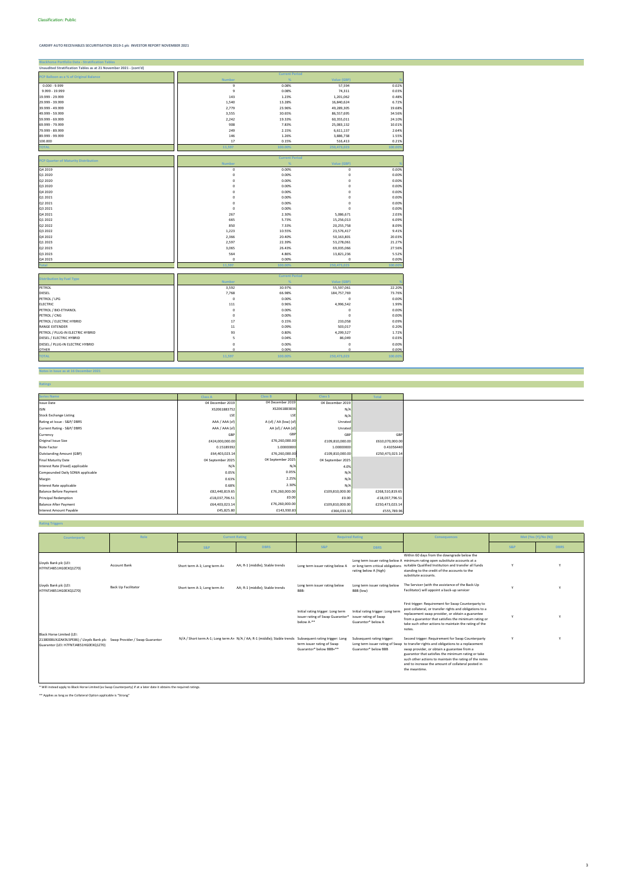Classification: Public

**CARDIFF AUTO RECEIVABLES SECURITISATION 2019-1 plc INVESTOR REPORT NOVEMBER 2021**

## Blackhorse Portfolio Data - Stratification Tables

**Unaudited Stratification Tables as at 21 November 2021 - (cont'd)**

| PCP Balloon as a % of Original Balance | Current Period | | | |
|---|---|---|---|---|
| | Number | % | Value (GBP) | % |
| 0.000 - 9.999 | 9 | 0.08% | 57,594 | 0.02% |
| 9.999 - 19.999 | 9 | 0.08% | 74,311 | 0.03% |
| 19.999 - 29.999 | 143 | 1.23% | 1,201,062 | 0.48% |
| 29.999 - 39.999 | 1,540 | 13.28% | 16,840,624 | 6.72% |
| 39.999 - 49.999 | 2,779 | 23.96% | 49,289,305 | 19.68% |
| 49.999 - 59.999 | 3,555 | 30.65% | 86,557,695 | 34.56% |
| 59.999 - 69.999 | 2,242 | 19.33% | 60,355,011 | 24.10% |
| 69.999 - 79.999 | 908 | 7.83% | 25,083,132 | 10.01% |
| 79.999 - 89.999 | 249 | 2.15% | 6,611,137 | 2.64% |
| 89.999 - 99.999 | 146 | 1.26% | 3,886,738 | 1.55% |
| 100.000 | 17 | 0.15% | 516,413 | 0.21% |
| TOTAL | 11,597 | 100.00% | 250,473,023 | 100.00% |

| PCP Quarter of Maturity Distribution | Current Period | | | |
|---|---|---|---|---|
| | Number | % | Value (GBP) | % |
| Q4 2019 | 0 | 0.00% | 0 | 0.00% |
| Q1 2020 | 0 | 0.00% | 0 | 0.00% |
| Q2 2020 | 0 | 0.00% | 0 | 0.00% |
| Q3 2020 | 0 | 0.00% | 0 | 0.00% |
| Q4 2020 | 0 | 0.00% | 0 | 0.00% |
| Q1 2021 | 0 | 0.00% | 0 | 0.00% |
| Q2 2021 | 0 | 0.00% | 0 | 0.00% |
| Q3 2021 | 0 | 0.00% | 0 | 0.00% |
| Q4 2021 | 267 | 2.30% | 5,086,671 | 2.03% |
| Q1 2022 | 665 | 5.73% | 15,256,013 | 6.09% |
| Q2 2022 | 850 | 7.33% | 20,255,758 | 8.09% |
| Q3 2022 | 1,223 | 10.55% | 23,576,417 | 9.41% |
| Q4 2022 | 2,366 | 20.40% | 50,163,801 | 20.03% |
| Q1 2023 | 2,597 | 22.39% | 53,278,061 | 21.27% |
| Q2 2023 | 3,065 | 26.43% | 69,035,066 | 27.56% |
| Q3 2023 | 564 | 4.86% | 13,821,236 | 5.52% |
| Q4 2023 | 0 | 0.00% | 0 | 0.00% |
| Total | 11,597 | 100.00% | 250,473,023 | 100.00% |

| Distribution by Fuel Type | Current Period | | | |
|---|---|---|---|---|
| | Number | % | Value (GBP) | % |
| PETROL | 3,592 | 30.97% | 55,597,061 | 22.20% |
| DIESEL | 7,768 | 66.98% | 184,757,769 | 73.76% |
| PETROL / LPG | 0 | 0.00% | 0 | 0.00% |
| ELECTRIC | 111 | 0.96% | 4,996,542 | 1.99% |
| PETROL / BIO-ETHANOL | 0 | 0.00% | 0 | 0.00% |
| PETROL / CNG | 0 | 0.00% | 0 | 0.00% |
| PETROL / ELECTRIC HYBRID | 17 | 0.15% | 233,058 | 0.09% |
| RANGE EXTENDER | 11 | 0.09% | 503,017 | 0.20% |
| PETROL / PLUG-IN ELECTRIC HYBRID | 93 | 0.80% | 4,299,527 | 1.72% |
| DIESEL / ELECTRIC HYBRID | 5 | 0.04% | 86,049 | 0.03% |
| DIESEL / PLUG-IN ELECTRIC HYBRID | 0 | 0.00% | 0 | 0.00% |
| OTHER | 0 | 0.00% | 0 | 0.00% |
| TOTAL | 11,597 | 100.00% | 250,473,023 | 100.00% |

## Notes in Issue as at 16 December 2021

## Ratings

| Series Name | Class A | Class B | Class S | Total |
|---|---|---|---|---|
| Issue Date | 04 December 2019 | 04 December 2019 | 04 December 2019 | |
| ISIN | XS2061883752 | XS2061883836 | N/A | |
| Stock Exchange Listing | LSE | LSE | N/A | |
| Rating at Issue - S&P/ DBRS | AAA / AAA (sf) | A (sf) / AA (low) (sf) | Unrated | |
| Current Rating - S&P/ DBRS | AAA / AAA (sf) | AA (sf) / AAA (sf) | Unrated | |
| Currency | GBP | GBP | GBP | GBP |
| Original Issue Size | £424,000,000.00 | £76,260,000.00 | £109,810,000.00 | £610,070,000.00 |
| Note Factor | 0.15189392 | 1.00000000 | 1.00000000 | 0.41056440 |
| Outstanding Amount (GBP) | £64,403,023.14 | £76,260,000.00 | £109,810,000.00 | £250,473,023.14 |
| Final Maturity Date | 04 September 2025 | 04 September 2025 | 04 September 2025 | |
| Interest Rate (Fixed) applicable | N/A | N/A | 4.0% | |
| Compounded Daily SONIA applicable | 0.05% | 0.05% | N/A | |
| Margin | 0.63% | 2.25% | N/A | |
| Interest Rate applicable | 0.68% | 2.30% | N/A | |
| Balance Before Payment | £82,440,819.65 | £76,260,000.00 | £109,810,000.00 | £268,510,819.65 |
| Principal Redemption | -£18,037,796.51 | £0.00 | £0.00 | -£18,037,796.51 |
| Balance After Payment | £64,403,023.14 | £76,260,000.00 | £109,810,000.00 | £250,473,023.14 |
| Interest Amount Payable | £45,825.80 | £143,930.83 | £366,033.33 | £555,789.96 |

## Rating Triggers

| Counterparty | Role | Current Rating | | Required Rating | | Consequences | Met (Yes (Y)/No (N)) | |
|---|---|---|---|---|---|---|---|---|
| | | S&P | DBRS | S&P | DBRS | | S&P | DBRS |
| Lloyds Bank plc (LEI: H7FNTJ4851HG0EXQ1Z70) | Account Bank | Short term A-1; Long term A+ | AA; R-1 (middle); Stable trends | Long term issuer rating below A | Long term issuer rating below A or long term critical obligations rating below A (high) | Within 60 days from the downgrade below the minimum rating open substitute accounts at a suitable Qualified Institution and transfer all funds standing to the credit of the accounts to the substitute accounts. | Y | Y |
| Lloyds Bank plc (LEI: H7FNTJ4851HG0EXQ1Z70) | Back Up Facilitator | Short term A-1; Long term A+ | AA; R-1 (middle); Stable trends | Long term issuer rating below BBB- | Long term issuer rating below BBB (low) | The Servicer (with the assistance of the Back-Up Facilitator) will appoint a back-up servicer | Y | Y |
| Black Horse Limited (LEI: 2138008UXJZAK9L5PE86) / Lloyds Bank plc Guarantor (LEI: H7FNTJ4851HG0EXQ1Z70) | Swap Provider / Swap Guarantor | N/A / Short term A-1; Long term A+ | N/A / AA; R-1 (middle); Stable trends | Initial rating trigger: Long term issuer rating of Swap Guarantor* below A-** | Initial rating trigger: Long term issuer rating of Swap Guarantor* below A | First trigger: Requirement for Swap Counterparty to post collateral, or transfer rights and obligations to a replacement swap provider, or obtain a guarantee from a guarantor that satisfies the minimum rating or take such other actions to maintain the rating of the notes. | Y | Y |
| | | | | Subsequent rating trigger: Long term issuer rating of Swap Guarantor* below BBB+** | Subsequent rating trigger: Long term issuer rating of Swap Guarantor* below BBB | Second trigger: Requirement for Swap Counterparty to transfer rights and obligations to a replacement swap provider, or obtain a guarantee from a guarantor that satisfies the minimum rating or take such other actions to maintain the rating of the notes and to increase the amount of collateral posted in the meantime. | Y | Y |

* Will instead apply to Black Horse Limited (as Swap Counterparty) if at a later date it obtains the required ratings.

** Applies as long as the Collateral Option applicable is "Strong"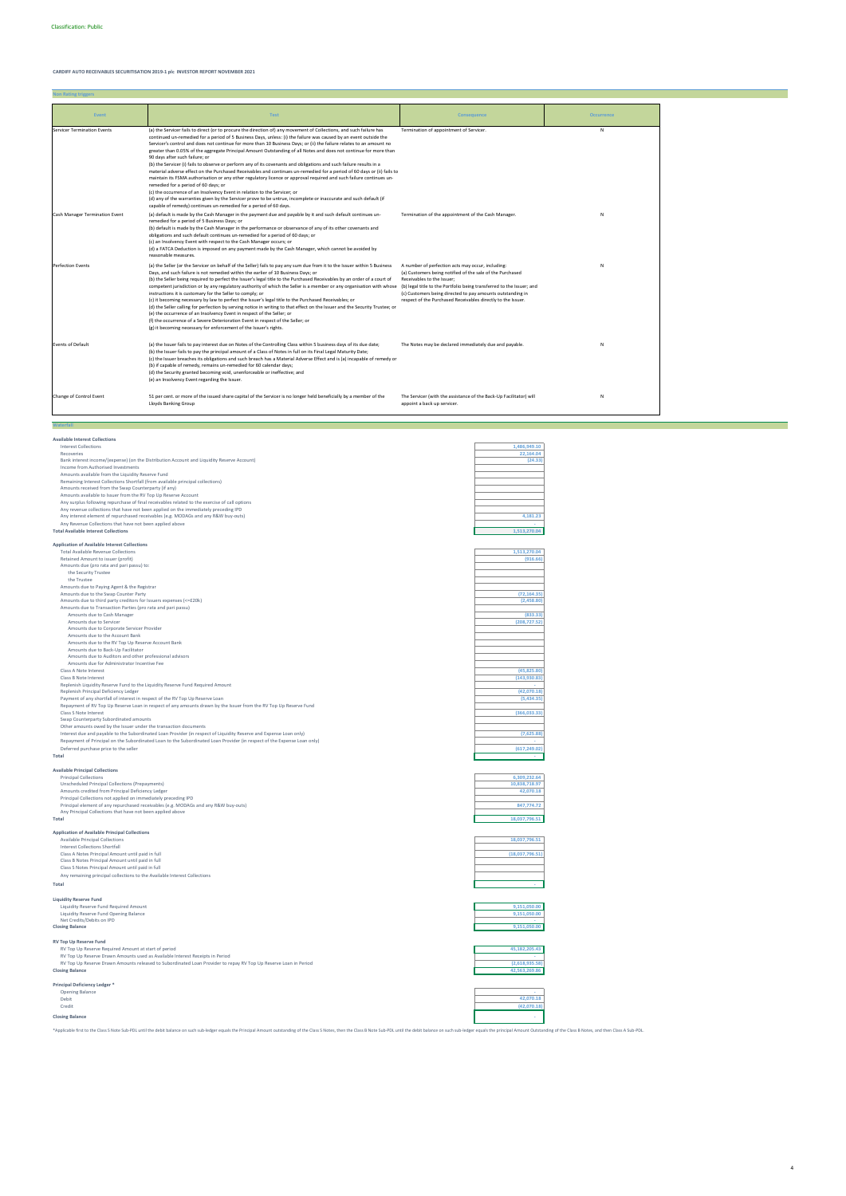Classification: Public

**CARDIFF AUTO RECEIVABLES SECURITISATION 2019-1 plc INVESTOR REPORT NOVEMBER 2021**

## Non Rating triggers

| Event | Test | Consequence | Occurrence |
|---|---|---|---|
| Servicer Termination Events | (a) the Servicer fails to direct (or to procure the direction of) any movement of Collections, and such failure has continued un-remedied for a period of 5 Business Days, unless: (i) the failure was caused by an event outside the Servicer's control and does not continue for more than 10 Business Days; or (ii) the failure relates to an amount no greater than 0.05% of the aggregate Principal Amount Outstanding of all Notes and does not continue for more than 90 days after such failure; or<br>(b) the Servicer (i) fails to observe or perform any of its covenants and obligations and such failure results in a material adverse effect on the Purchased Receivables and continues un-remedied for a period of 60 days or (ii) fails to maintain its FSMA authorisation or any other regulatory licence or approval required and such failure continues un-remedied for a period of 60 days; or<br>(c) the occurrence of an Insolvency Event in relation to the Servicer; or<br>(d) any of the warranties given by the Servicer prove to be untrue, incomplete or inaccurate and such default (if capable of remedy) continues un-remedied for a period of 60 days. | Termination of appointment of Servicer. | N |
| Cash Manager Termination Event | (a) default is made by the Cash Manager in the payment due and payable by it and such default continues un-remedied for a period of 5 Business Days; or<br>(b) default is made by the Cash Manager in the performance or observance of any of its other covenants and obligations and such default continues un-remedied for a period of 60 days; or<br>(c) an Insolvency Event with respect to the Cash Manager occurs; or<br>(d) a FATCA Deduction is imposed on any payment made by the Cash Manager, which cannot be avoided by reasonable measures. | Termination of the appointment of the Cash Manager. | N |
| Perfection Events | (a) the Seller (or the Servicer on behalf of the Seller) fails to pay any sum due from it to the Issuer within 5 Business Days, and such failure is not remedied within the earlier of 10 Business Days; or<br>(b) the Seller being required to perfect the Issuer's legal title to the Purchased Receivables by an order of a court of competent jurisdiction or by any regulatory authority of which the Seller is a member or any organisation with whose instructions it is customary for the Seller to comply; or<br>(c) it becoming necessary by law to perfect the Issuer's legal title to the Purchased Receivables; or<br>(d) the Seller calling for perfection by serving notice in writing to that effect on the Issuer and the Security Trustee; or<br>(e) the occurrence of an Insolvency Event in respect of the Seller; or<br>(f) the occurrence of a Severe Deterioration Event in respect of the Seller; or<br>(g) it becoming necessary for enforcement of the Issuer's rights. | A number of perfection acts may occur, including:<br>(a) Customers being notified of the sale of the Purchased Receivables to the Issuer;<br>(b) legal title to the Portfolio being transferred to the Issuer; and<br>(c) Customers being directed to pay amounts outstanding in respect of the Purchased Receivables directly to the Issuer. | N |
| Events of Default | (a) the Issuer fails to pay interest due on Notes of the Controlling Class within 5 business days of its due date;<br>(b) the Issuer fails to pay the principal amount of a Class of Notes in full on its Final Legal Maturity Date;<br>(c) the Issuer breaches its obligations and such breach has a Material Adverse Effect and is (a) incapable of remedy or (b) if capable of remedy, remains un-remedied for 60 calendar days;<br>(d) the Security granted becoming void, unenforceable or ineffective; and<br>(e) an Insolvency Event regarding the Issuer. | The Notes may be declared immediately due and payable. | N |
| Change of Control Event | 51 per cent. or more of the issued share capital of the Servicer is no longer held beneficially by a member of the Lloyds Banking Group | The Servicer (with the assistance of the Back-Up Facilitator) will appoint a back up servicer. | N |

## Waterfall

### Available Interest Collections

| | |
|---|---|
| Interest Collections | 1,486,949.10 |
| Recoveries | 22,164.04 |
| Bank interest income/(expense) (on the Distribution Account and Liquidity Reserve Account) | (24.33) |
| Income from Authorised Investments | |
| Amounts available from the Liquidity Reserve Fund | |
| Remaining Interest Collections Shortfall (from available principal collections) | |
| Amounts received from the Swap Counterparty (if any) | |
| Amounts available to Issuer from the RV Top Up Reserve Account | |
| Any surplus following repurchase of final receivables related to the exercise of call options | |
| Any revenue collections that have not been applied on the immediately preceding IPD | |
| Any interest element of repurchased receivables (e.g. MODAGs and any R&W buy-outs) | 4,181.23 |
| Any Revenue Collections that have not been applied above | |
| **Total Available Interest Collections** | **1,513,270.04** |

### Application of Available Interest Collections

| | |
|---|---|
| Total Available Revenue Collections | 1,513,270.04 |
| Retained Amount to Issuer (profit) | (916.66) |
| Amounts due (pro rata and pari passu) to: | |
| the Security Trustee | |
| the Trustee | |
| Amounts due to Paying Agent & the Registrar | |
| Amounts due to the Swap Counter Party | (72,164.35) |
| Amounts due to third party creditors for Issuers expenses (<=£20k) | (2,458.80) |
| Amounts due to Transaction Parties (pro rata and pari passu) | |
| Amounts due to Cash Manager | (833.33) |
| Amounts due to Servicer | (208,727.52) |
| Amounts due to Corporate Servicer Provider | |
| Amounts due to the Account Bank | |
| Amounts due to the RV Top Up Reserve Account Bank | |
| Amounts due to Back-Up Facilitator | |
| Amounts due to Auditors and other professional advisors | |
| Amounts due for Administrator Incentive Fee | |
| Class A Note Interest | (45,825.80) |
| Class B Note Interest | (143,930.83) |
| Replenish Liquidity Reserve Fund to the Liquidity Reserve Fund Required Amount | |
| Replenish Principal Deficiency Ledger | (42,070.18) |
| Payment of any shortfall of interest in respect of the RV Top Up Reserve Loan | (5,434.35) |
| Repayment of RV Top Up Reserve Loan in respect of any amounts drawn by the Issuer from the RV Top Up Reserve Fund | |
| Class S Note Interest | (366,033.33) |
| Swap Counterparty Subordinated amounts | |
| Other amounts owed by the Issuer under the transaction documents | |
| Interest due and payable to the Subordinated Loan Provider (in respect of Liquidity Reserve and Expense Loan only) | (7,625.88) |
| Repayment of Principal on the Subordinated Loan to the Subordinated Loan Provider (in respect of the Expense Loan only) | - |
| Deferred purchase price to the seller | (617,249.02) |
| **Total** | - |

### Available Principal Collections

| | |
|---|---|
| Principal Collections | 6,309,232.64 |
| Unscheduled Principal Collections (Prepayments) | 10,838,718.97 |
| Amounts credited from Principal Deficiency Ledger | 42,070.18 |
| Principal Collections not applied on immediately preceding IPD | |
| Principal element of any repurchased receivables (e.g. MODAGs and any R&W buy-outs) | 847,774.72 |
| Any Principal Collections that have not been applied above | |
| **Total** | **18,037,796.51** |

### Application of Available Principal Collections

| | |
|---|---|
| Available Principal Collections | 18,037,796.51 |
| Interest Collections Shortfall | |
| Class A Notes Principal Amount until paid in full | (18,037,796.51) |
| Class B Notes Principal Amount until paid in full | |
| Class S Notes Principal Amount until paid in full | |
| Any remaining principal collections to the Available Interest Collections | |
| **Total** | - |

### Liquidity Reserve Fund

| | |
|---|---|
| Liquidity Reserve Fund Required Amount | 9,351,050.00 |
| Liquidity Reserve Fund Opening Balance | 9,351,050.00 |
| Net Credits/Debits on IPD | - |
| **Closing Balance** | **9,351,050.00** |

### RV Top Up Reserve Fund

| | |
|---|---|
| RV Top Up Reserve Required Amount at start of period | 45,182,205.43 |
| RV Top Up Reserve Drawn Amounts used as Available Interest Receipts in Period | - |
| RV Top Up Reserve Drawn Amounts released to Subordinated Loan Provider to repay RV Top Up Reserve Loan in Period | (2,618,935.58) |
| **Closing Balance** | **42,563,269.86** |

### Principal Deficiency Ledger *

| | |
|---|---|
| Opening Balance | - |
| Debit | 42,070.18 |
| Credit | (42,070.18) |
| **Closing Balance** | - |

*Applicable first to the Class S Note Sub-PDL until the debit balance on such sub ledger equals the Principal Amount outstanding of the Class S Notes, then the Class B Note Sub-PDL until the debit balance on such sub-ledger equals the principal Amount Outstanding of the Class B Notes, and then Class A Sub-PDL.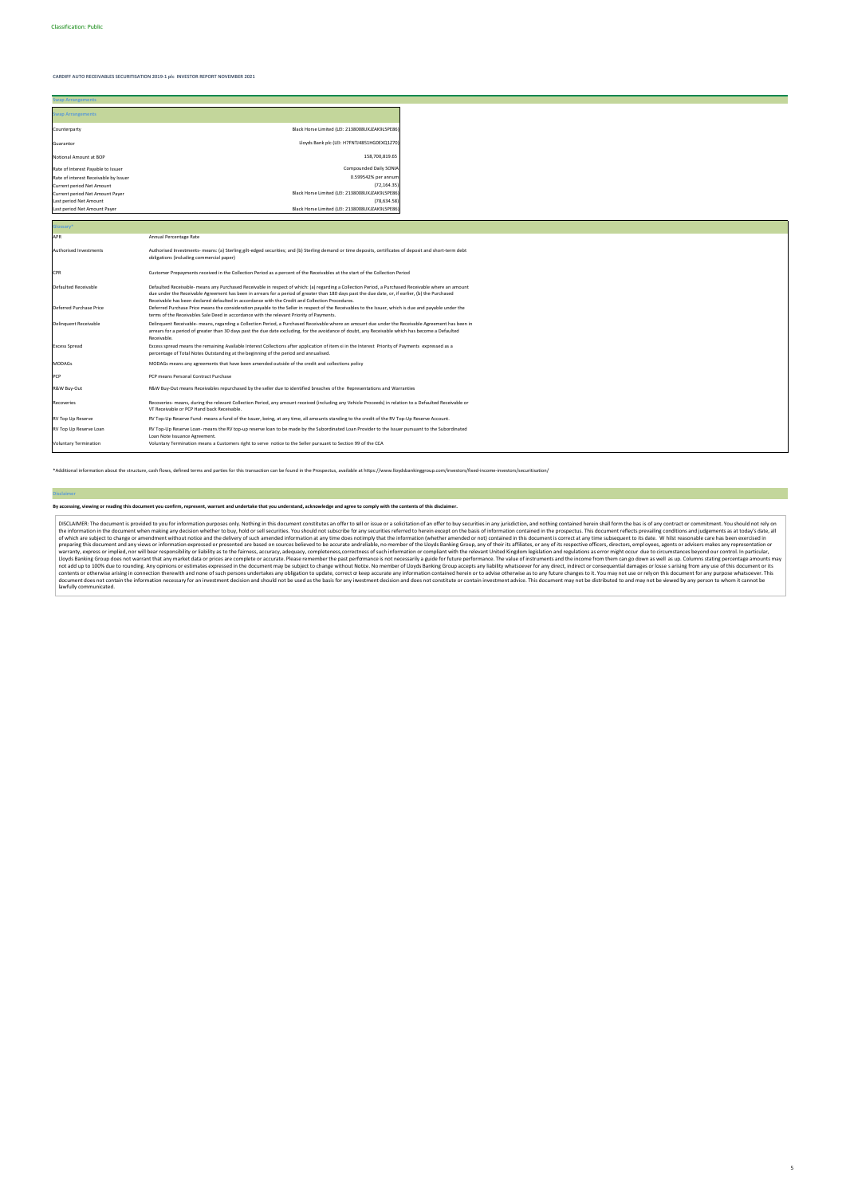Classification: Public

**CARDIFF AUTO RECEIVABLES SECURITISATION 2019-1 plc INVESTOR REPORT NOVEMBER 2021**

## Swap Arrangements

| Swap Arrangements | |
|---|---|
| Counterparty | Black Horse Limited (LEI: 2138008UXJZAK9L5PE86) |
| Guarantor | Lloyds Bank plc (LEI: H7FNTJ4851HG0EXQ1Z70) |
| Notional Amount at BOP | 158,700,819.65 |
| Rate of Interest Payable to Issuer | Compounded Daily SONIA |
| Rate of interest Receivable by Issuer | 0.599542% per annum |
| Current period Net Amount | (72,164.35) |
| Current period Net Amount Payer | Black Horse Limited (LEI: 2138008UXJZAK9L5PE86) |
| Last period Net Amount | (78,634.58) |
| Last period Net Amount Payer | Black Horse Limited (LEI: 2138008UXJZAK9L5PE86) |

## Glossary*

| | |
|---|---|
| APR | Annual Percentage Rate |
| Authorised Investments | Authorised Investments- means: (a) Sterling gilt-edged securities; and (b) Sterling demand or time deposits, certificates of deposit and short-term debt obligations (including commercial paper) |
| CPR | Customer Prepayments received in the Collection Period as a percent of the Receivables at the start of the Collection Period |
| Defaulted Receivable | Defaulted Receivable- means any Purchased Receivable in respect of which: (a) regarding a Collection Period, a Purchased Receivable where an amount due under the Receivable Agreement has been in arrears for a period of greater than 180 days past the due date, or, if earlier, (b) the Purchased Receivable has been declared defaulted in accordance with the Credit and Collection Procedures. |
| Deferred Purchase Price | Deferred Purchase Price means the consideration payable to the Seller in respect of the Receivables to the Issuer, which is due and payable under the terms of the Receivables Sale Deed in accordance with the relevant Priority of Payments. |
| Delinquent Receivable | Delinquent Receivable- means, regarding a Collection Period, a Purchased Receivable where an amount due under the Receivable Agreement has been in arrears for a period of greater than 30 days past the due date excluding, for the avoidance of doubt, any Receivable which has become a Defaulted Receivable. |
| Excess Spread | Excess spread means the remaining Available Interest Collections after application of item xi in the Interest Priority of Payments expressed as a percentage of Total Notes Outstanding at the beginning of the period and annualised. |
| MODAGs | MODAGs means any agreements that have been amended outside of the credit and collections policy |
| PCP | PCP means Personal Contract Purchase |
| R&W Buy-Out | R&W Buy-Out means Receivables repurchased by the seller due to identified breaches of the Representations and Warranties |
| Recoveries | Recoveries- means, during the relevant Collection Period, any amount received (including any Vehicle Proceeds) in relation to a Defaulted Receivable or VT Receivable or PCP Hand back Receivable. |
| RV Top Up Reserve | RV Top-Up Reserve Fund- means a fund of the Issuer, being, at any time, all amounts standing to the credit of the RV Top-Up Reserve Account. |
| RV Top Up Reserve Loan | RV Top-Up Reserve Loan- means the RV top-up reserve loan to be made by the Subordinated Loan Provider to the Issuer pursuant to the Subordinated Loan Note Issuance Agreement. |
| Voluntary Termination | Voluntary Termination means a Customers right to serve notice to the Seller pursuant to Section 99 of the CCA |

*Additional information about the structure, cash flows, defined terms and parties for this transaction can be found in the Prospectus, available at https://www.lloydsbankinggroup.com/investors/fixed-income-investors/securitisation/

## Disclaimer

**By accessing, viewing or reading this document you confirm, represent, warrant and undertake that you understand, acknowledge and agree to comply with the contents of this disclaimer.**

DISCLAIMER: The document is provided to you for information purposes only. Nothing in this document constitutes an offer to sell or issue or a solicitation of an offer to buy securities in any jurisdiction, and nothing contained herein shall form the bas is of any contract or commitment. You should not rely on the information in the document when making any decision whether to buy, hold or sell securities. You should not subscribe for any securities referred to herein except on the basis of information contained in the prospectus. This document reflects prevailing conditions and judgements as at today's date, all of which are subject to change or amendment without notice and the delivery of such amended information at any time does notimply that the information (whether amended or not) contained in this document is correct at any time subsequent to its date. W hilst reasonable care has been exercised in preparing this document and any views or information expressed or presented are based on sources believed to be accurate andreliable, no member of the Lloyds Banking Group, any of their its affiliates, or any of its respective officers, directors, employees, agents or advisers makes any representation or warranty, express or implied, nor will bear responsibility or liability as to the fairness, accuracy, adequacy, completeness,correctness of such information or compliant with the relevant United Kingdom legislation and regulations as error might occur due to circumstances beyond our control. In particular, Lloyds Banking Group does not warrant that any market data or prices are complete or accurate. Please remember the past performance is not necessarily a guide for future performance. The value of instruments and the income from them can go down as well as up. Columns stating percentage amounts may not add up to 100% due to rounding. Any opinions or estimates expressed in the document may be subject to change without Notice. No member of Lloyds Banking Group accepts any liability whatsoever for any direct, indirect or consequential damages or losse s arising from any use of this document or its contents or otherwise arising in connection therewith and none of such persons undertakes any obligation to update, correct or keep accurate any information contained herein or to advise otherwise as to any future changes to it. You may not use or relyon this document for any purpose whatsoever. This document does not contain the information necessary for an investment decision and should not be used as the basis for any investment decision and does not constitute or contain investment advice. This document may not be distributed to and may not be viewed by any person to whom it cannot be lawfully communicated.